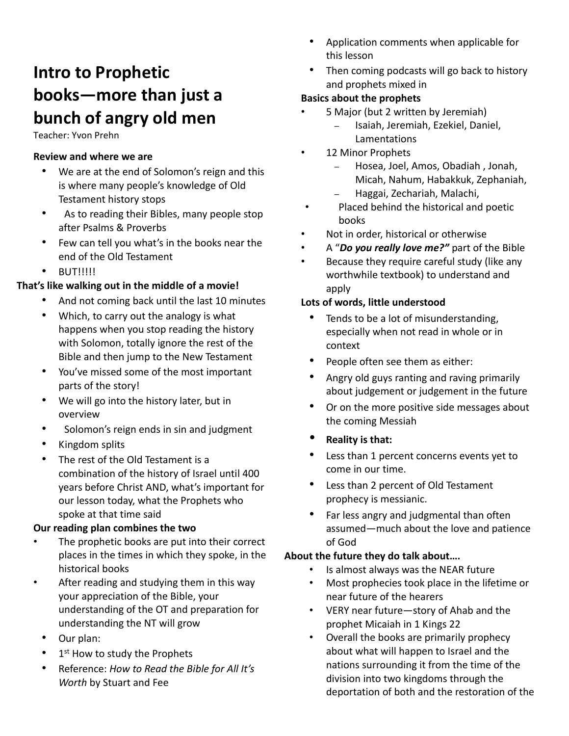# Intro to Prophetic books—more than just a bunch of angry old men

Teacher: Yvon Prehn

**Review and where we are**

- We are at the end of Solomon's reign and this is where many people's knowledge of Old Testament history stops
- As to reading their Bibles, many people stop after Psalms & Proverbs
- Few can tell you what's in the books near the end of the Old Testament
- BUT!!!!!

**That's like walking out in the middle of a movie!**

- And not coming back until the last 10 minutes
- Which, to carry out the analogy is what happens when you stop reading the history with Solomon, totally ignore the rest of the Bible and then jump to the New Testament
- You've missed some of the most important parts of the story!
- We will go into the history later, but in overview
- Solomon's reign ends in sin and judgment
- Kingdom splits
- The rest of the Old Testament is a combination of the history of Israel until 400 years before Christ AND, what's important for our lesson today, what the Prophets who spoke at that time said

**Our reading plan combines the two**

- The prophetic books are put into their correct places in the times in which they spoke, in the historical books
- After reading and studying them in this way your appreciation of the Bible, your understanding of the OT and preparation for understanding the NT will grow
- Our plan:
- 1st How to study the Prophets
- Reference: *How to Read the Bible for All It's Worth* by Stuart and Fee
- Application comments when applicable for this lesson
- Then coming podcasts will go back to history and prophets mixed in

**Basics about the prophets**

- 5 Major (but 2 written by Jeremiah)
  - Isaiah, Jeremiah, Ezekiel, Daniel, Lamentations
- 12 Minor Prophets
  - Hosea, Joel, Amos, Obadiah , Jonah, Micah, Nahum, Habakkuk, Zephaniah,
  - Haggai, Zechariah, Malachi,
- Placed behind the historical and poetic books
- Not in order, historical or otherwise
- A "***Do you really love me?"*** part of the Bible
- Because they require careful study (like any worthwhile textbook) to understand and apply

**Lots of words, little understood**

- Tends to be a lot of misunderstanding, especially when not read in whole or in context
- People often see them as either:
- Angry old guys ranting and raving primarily about judgement or judgement in the future
- Or on the more positive side messages about the coming Messiah
- **Reality is that:**
- Less than 1 percent concerns events yet to come in our time.
- Less than 2 percent of Old Testament prophecy is messianic.
- Far less angry and judgmental than often assumed—much about the love and patience of God

**About the future they do talk about….**

- Is almost always was the NEAR future
- Most prophecies took place in the lifetime or near future of the hearers
- VERY near future—story of Ahab and the prophet Micaiah in 1 Kings 22
- Overall the books are primarily prophecy about what will happen to Israel and the nations surrounding it from the time of the division into two kingdoms through the deportation of both and the restoration of the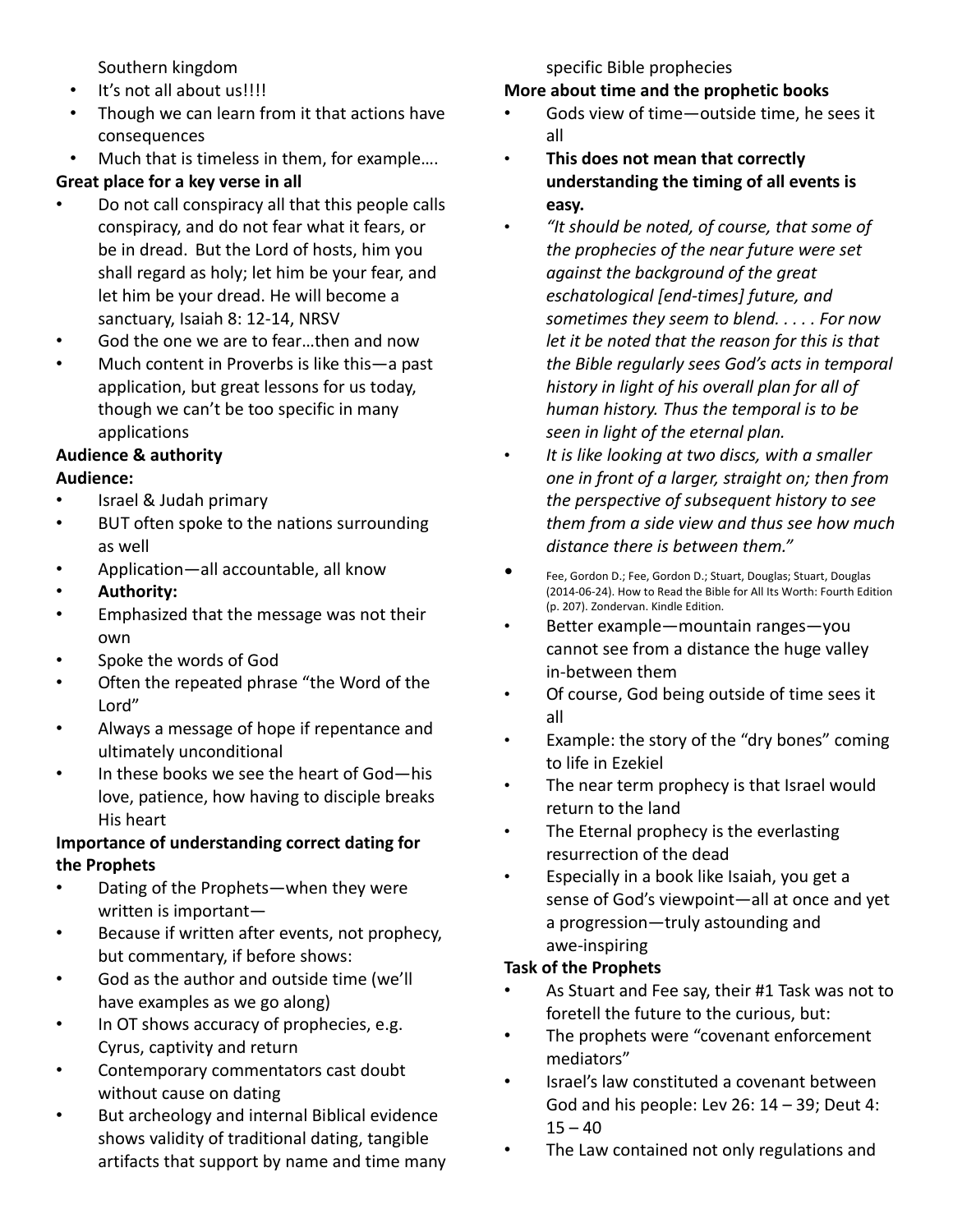Southern kingdom

- It's not all about us!!!!
- Though we can learn from it that actions have consequences
- Much that is timeless in them, for example….

**Great place for a key verse in all**

- Do not call conspiracy all that this people calls conspiracy, and do not fear what it fears, or be in dread. But the Lord of hosts, him you shall regard as holy; let him be your fear, and let him be your dread. He will become a sanctuary, Isaiah 8: 12-14, NRSV
- God the one we are to fear…then and now
- Much content in Proverbs is like this—a past application, but great lessons for us today, though we can't be too specific in many applications

**Audience & authority**

**Audience:**

- Israel & Judah primary
- BUT often spoke to the nations surrounding as well
- Application—all accountable, all know
- **Authority:**
- Emphasized that the message was not their own
- Spoke the words of God
- Often the repeated phrase "the Word of the Lord"
- Always a message of hope if repentance and ultimately unconditional
- In these books we see the heart of God—his love, patience, how having to disciple breaks His heart

**Importance of understanding correct dating for the Prophets**

- Dating of the Prophets—when they were written is important—
- Because if written after events, not prophecy, but commentary, if before shows:
- God as the author and outside time (we'll have examples as we go along)
- In OT shows accuracy of prophecies, e.g. Cyrus, captivity and return
- Contemporary commentators cast doubt without cause on dating
- But archeology and internal Biblical evidence shows validity of traditional dating, tangible artifacts that support by name and time many specific Bible prophecies

**More about time and the prophetic books**

- Gods view of time—outside time, he sees it all
- **This does not mean that correctly understanding the timing of all events is easy.**
- *"It should be noted, of course, that some of the prophecies of the near future were set against the background of the great eschatological [end-times] future, and sometimes they seem to blend. . . . . For now let it be noted that the reason for this is that the Bible regularly sees God's acts in temporal history in light of his overall plan for all of human history. Thus the temporal is to be seen in light of the eternal plan.*
- *It is like looking at two discs, with a smaller one in front of a larger, straight on; then from the perspective of subsequent history to see them from a side view and thus see how much distance there is between them."*
- Fee, Gordon D.; Fee, Gordon D.; Stuart, Douglas; Stuart, Douglas (2014-06-24). How to Read the Bible for All Its Worth: Fourth Edition (p. 207). Zondervan. Kindle Edition.
- Better example—mountain ranges—you cannot see from a distance the huge valley in-between them
- Of course, God being outside of time sees it all
- Example: the story of the "dry bones" coming to life in Ezekiel
- The near term prophecy is that Israel would return to the land
- The Eternal prophecy is the everlasting resurrection of the dead
- Especially in a book like Isaiah, you get a sense of God's viewpoint—all at once and yet a progression—truly astounding and awe-inspiring

**Task of the Prophets**

- As Stuart and Fee say, their #1 Task was not to foretell the future to the curious, but:
- The prophets were "covenant enforcement mediators"
- Israel's law constituted a covenant between God and his people: Lev 26: 14 – 39; Deut 4: 15 – 40
- The Law contained not only regulations and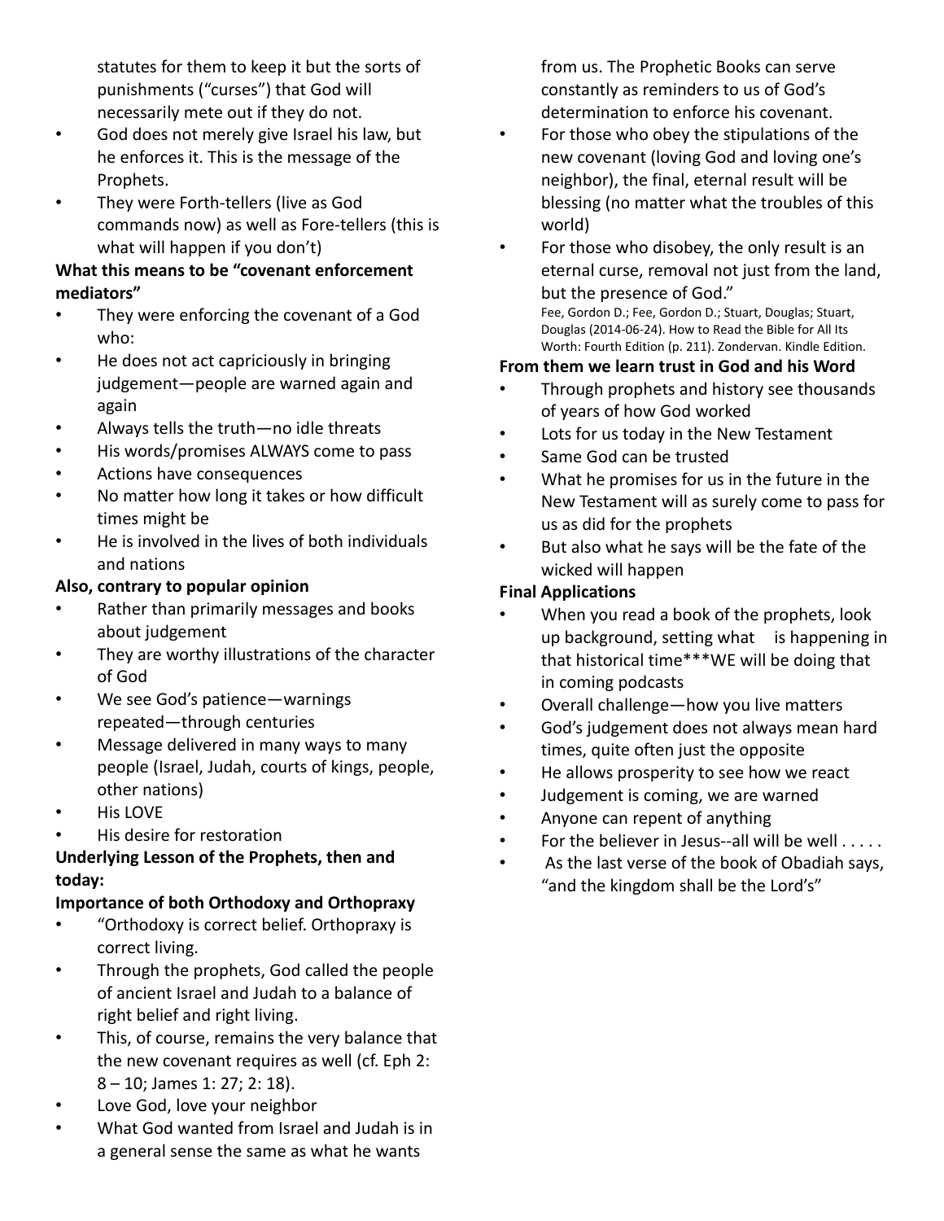statutes for them to keep it but the sorts of punishments ("curses") that God will necessarily mete out if they do not.

- God does not merely give Israel his law, but he enforces it. This is the message of the Prophets.
- They were Forth-tellers (live as God commands now) as well as Fore-tellers (this is what will happen if you don't)

**What this means to be "covenant enforcement mediators"**

- They were enforcing the covenant of a God who:
- He does not act capriciously in bringing judgement—people are warned again and again
- Always tells the truth—no idle threats
- His words/promises ALWAYS come to pass
- Actions have consequences
- No matter how long it takes or how difficult times might be
- He is involved in the lives of both individuals and nations

**Also, contrary to popular opinion**

- Rather than primarily messages and books about judgement
- They are worthy illustrations of the character of God
- We see God's patience—warnings repeated—through centuries
- Message delivered in many ways to many people (Israel, Judah, courts of kings, people, other nations)
- His LOVE
- His desire for restoration

**Underlying Lesson of the Prophets, then and today:**

**Importance of both Orthodoxy and Orthopraxy**

- "Orthodoxy is correct belief. Orthopraxy is correct living.
- Through the prophets, God called the people of ancient Israel and Judah to a balance of right belief and right living.
- This, of course, remains the very balance that the new covenant requires as well (cf. Eph 2: 8 – 10; James 1: 27; 2: 18).
- Love God, love your neighbor
- What God wanted from Israel and Judah is in a general sense the same as what he wants from us. The Prophetic Books can serve constantly as reminders to us of God's determination to enforce his covenant.
- For those who obey the stipulations of the new covenant (loving God and loving one's neighbor), the final, eternal result will be blessing (no matter what the troubles of this world)
- For those who disobey, the only result is an eternal curse, removal not just from the land, but the presence of God."

Fee, Gordon D.; Fee, Gordon D.; Stuart, Douglas; Stuart, Douglas (2014-06-24). How to Read the Bible for All Its Worth: Fourth Edition (p. 211). Zondervan. Kindle Edition.

**From them we learn trust in God and his Word**

- Through prophets and history see thousands of years of how God worked
- Lots for us today in the New Testament
- Same God can be trusted
- What he promises for us in the future in the New Testament will as surely come to pass for us as did for the prophets
- But also what he says will be the fate of the wicked will happen

**Final Applications**

- When you read a book of the prophets, look up background, setting what is happening in that historical time***WE will be doing that in coming podcasts
- Overall challenge—how you live matters
- God's judgement does not always mean hard times, quite often just the opposite
- He allows prosperity to see how we react
- Judgement is coming, we are warned
- Anyone can repent of anything
- For the believer in Jesus--all will be well . . . . .
- As the last verse of the book of Obadiah says, "and the kingdom shall be the Lord's"